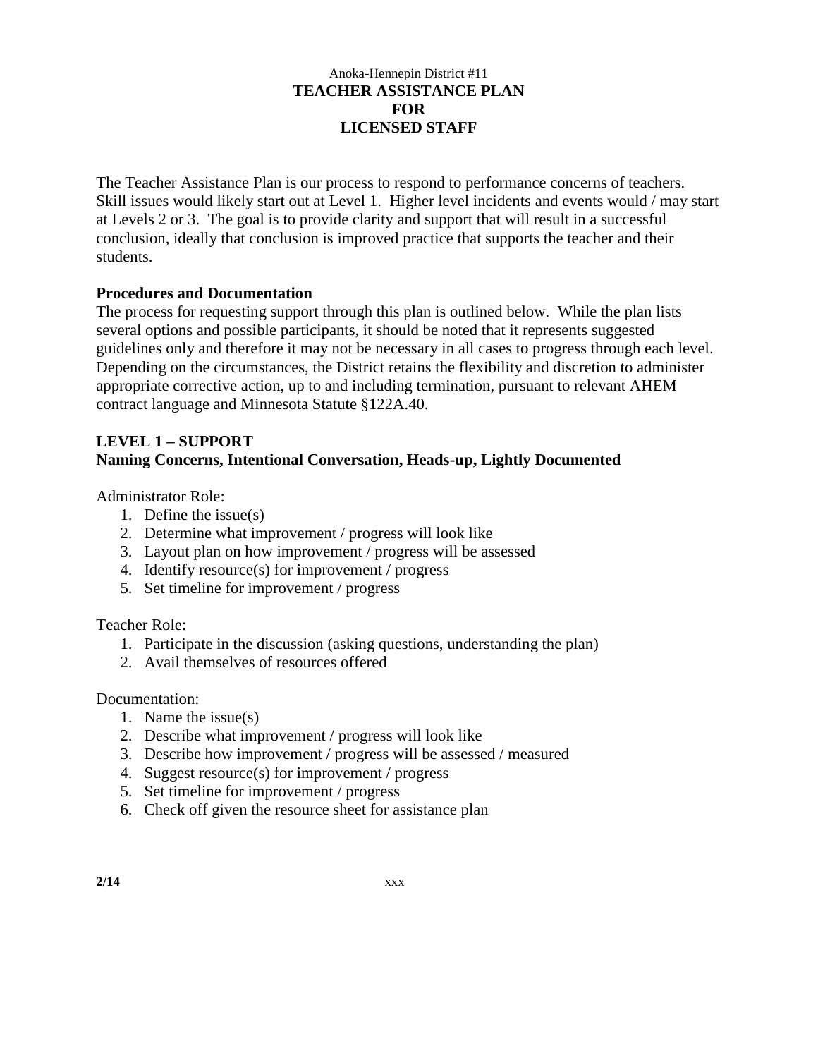Anoka-Hennepin District #11

# TEACHER ASSISTANCE PLAN FOR LICENSED STAFF

The Teacher Assistance Plan is our process to respond to performance concerns of teachers. Skill issues would likely start out at Level 1. Higher level incidents and events would / may start at Levels 2 or 3. The goal is to provide clarity and support that will result in a successful conclusion, ideally that conclusion is improved practice that supports the teacher and their students.

## Procedures and Documentation

The process for requesting support through this plan is outlined below. While the plan lists several options and possible participants, it should be noted that it represents suggested guidelines only and therefore it may not be necessary in all cases to progress through each level. Depending on the circumstances, the District retains the flexibility and discretion to administer appropriate corrective action, up to and including termination, pursuant to relevant AHEM contract language and Minnesota Statute §122A.40.

## LEVEL 1 – SUPPORT

### Naming Concerns, Intentional Conversation, Heads-up, Lightly Documented

Administrator Role:

1. Define the issue(s)
2. Determine what improvement / progress will look like
3. Layout plan on how improvement / progress will be assessed
4. Identify resource(s) for improvement / progress
5. Set timeline for improvement / progress

Teacher Role:

1. Participate in the discussion (asking questions, understanding the plan)
2. Avail themselves of resources offered

Documentation:

1. Name the issue(s)
2. Describe what improvement / progress will look like
3. Describe how improvement / progress will be assessed / measured
4. Suggest resource(s) for improvement / progress
5. Set timeline for improvement / progress
6. Check off given the resource sheet for assistance plan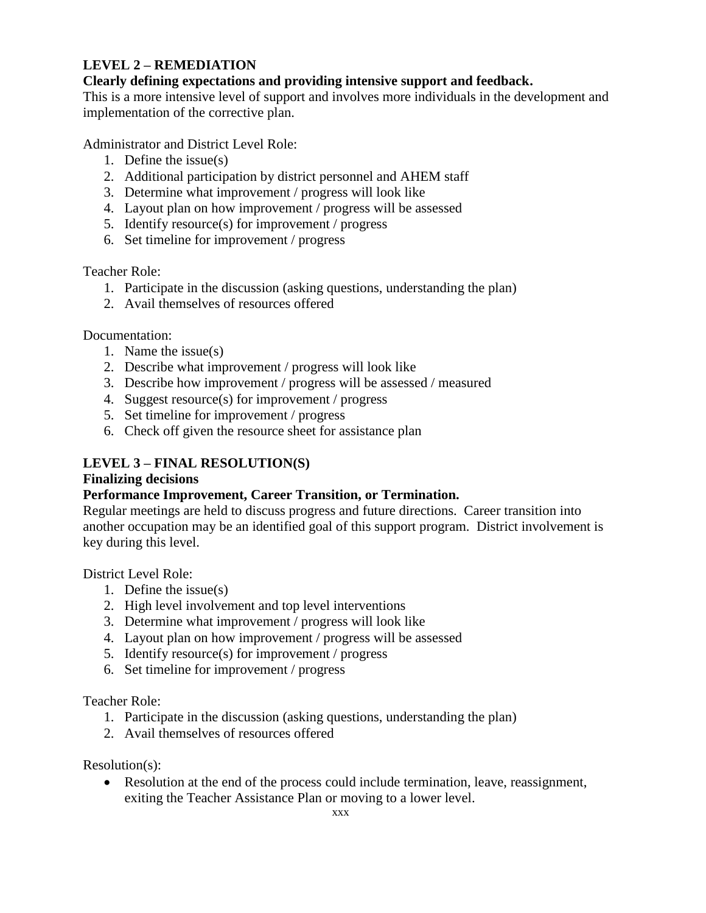**LEVEL 2 – REMEDIATION**

**Clearly defining expectations and providing intensive support and feedback.**

This is a more intensive level of support and involves more individuals in the development and implementation of the corrective plan.

Administrator and District Level Role:

1. Define the issue(s)
2. Additional participation by district personnel and AHEM staff
3. Determine what improvement / progress will look like
4. Layout plan on how improvement / progress will be assessed
5. Identify resource(s) for improvement / progress
6. Set timeline for improvement / progress

Teacher Role:

1. Participate in the discussion (asking questions, understanding the plan)
2. Avail themselves of resources offered

Documentation:

1. Name the issue(s)
2. Describe what improvement / progress will look like
3. Describe how improvement / progress will be assessed / measured
4. Suggest resource(s) for improvement / progress
5. Set timeline for improvement / progress
6. Check off given the resource sheet for assistance plan

**LEVEL 3 – FINAL RESOLUTION(S)**

**Finalizing decisions**

**Performance Improvement, Career Transition, or Termination.**

Regular meetings are held to discuss progress and future directions. Career transition into another occupation may be an identified goal of this support program. District involvement is key during this level.

District Level Role:

1. Define the issue(s)
2. High level involvement and top level interventions
3. Determine what improvement / progress will look like
4. Layout plan on how improvement / progress will be assessed
5. Identify resource(s) for improvement / progress
6. Set timeline for improvement / progress

Teacher Role:

1. Participate in the discussion (asking questions, understanding the plan)
2. Avail themselves of resources offered

Resolution(s):

- Resolution at the end of the process could include termination, leave, reassignment, exiting the Teacher Assistance Plan or moving to a lower level.